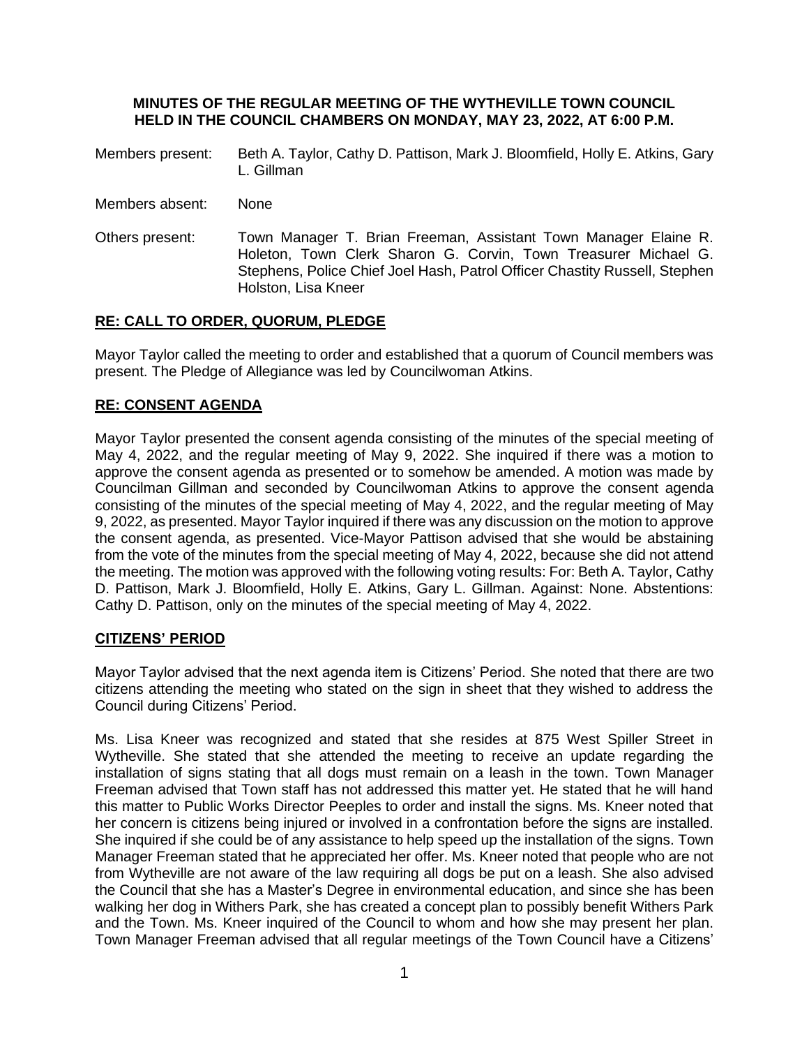**MINUTES OF THE REGULAR MEETING OF THE WYTHEVILLE TOWN COUNCIL HELD IN THE COUNCIL CHAMBERS ON MONDAY, MAY 23, 2022, AT 6:00 P.M.**

Members present: Beth A. Taylor, Cathy D. Pattison, Mark J. Bloomfield, Holly E. Atkins, Gary L. Gillman

Members absent: None

Others present: Town Manager T. Brian Freeman, Assistant Town Manager Elaine R. Holeton, Town Clerk Sharon G. Corvin, Town Treasurer Michael G. Stephens, Police Chief Joel Hash, Patrol Officer Chastity Russell, Stephen Holston, Lisa Kneer

## RE: CALL TO ORDER, QUORUM, PLEDGE

Mayor Taylor called the meeting to order and established that a quorum of Council members was present. The Pledge of Allegiance was led by Councilwoman Atkins.

## RE: CONSENT AGENDA

Mayor Taylor presented the consent agenda consisting of the minutes of the special meeting of May 4, 2022, and the regular meeting of May 9, 2022. She inquired if there was a motion to approve the consent agenda as presented or to somehow be amended. A motion was made by Councilman Gillman and seconded by Councilwoman Atkins to approve the consent agenda consisting of the minutes of the special meeting of May 4, 2022, and the regular meeting of May 9, 2022, as presented. Mayor Taylor inquired if there was any discussion on the motion to approve the consent agenda, as presented. Vice-Mayor Pattison advised that she would be abstaining from the vote of the minutes from the special meeting of May 4, 2022, because she did not attend the meeting. The motion was approved with the following voting results: For: Beth A. Taylor, Cathy D. Pattison, Mark J. Bloomfield, Holly E. Atkins, Gary L. Gillman. Against: None. Abstentions: Cathy D. Pattison, only on the minutes of the special meeting of May 4, 2022.

## CITIZENS' PERIOD

Mayor Taylor advised that the next agenda item is Citizens' Period. She noted that there are two citizens attending the meeting who stated on the sign in sheet that they wished to address the Council during Citizens' Period.

Ms. Lisa Kneer was recognized and stated that she resides at 875 West Spiller Street in Wytheville. She stated that she attended the meeting to receive an update regarding the installation of signs stating that all dogs must remain on a leash in the town. Town Manager Freeman advised that Town staff has not addressed this matter yet. He stated that he will hand this matter to Public Works Director Peeples to order and install the signs. Ms. Kneer noted that her concern is citizens being injured or involved in a confrontation before the signs are installed. She inquired if she could be of any assistance to help speed up the installation of the signs. Town Manager Freeman stated that he appreciated her offer. Ms. Kneer noted that people who are not from Wytheville are not aware of the law requiring all dogs be put on a leash. She also advised the Council that she has a Master's Degree in environmental education, and since she has been walking her dog in Withers Park, she has created a concept plan to possibly benefit Withers Park and the Town. Ms. Kneer inquired of the Council to whom and how she may present her plan. Town Manager Freeman advised that all regular meetings of the Town Council have a Citizens'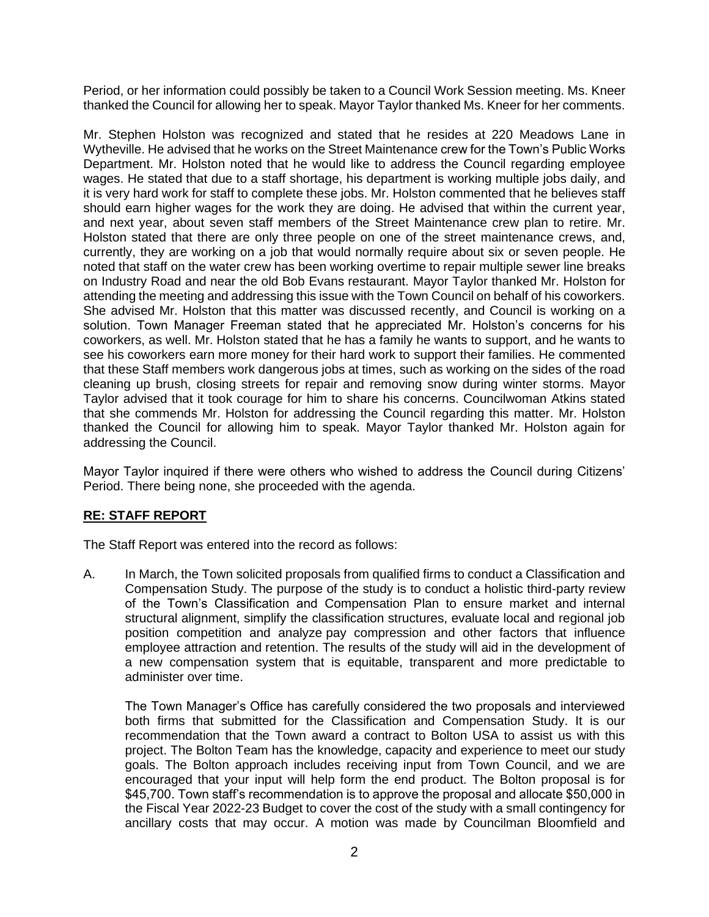Period, or her information could possibly be taken to a Council Work Session meeting. Ms. Kneer thanked the Council for allowing her to speak. Mayor Taylor thanked Ms. Kneer for her comments.

Mr. Stephen Holston was recognized and stated that he resides at 220 Meadows Lane in Wytheville. He advised that he works on the Street Maintenance crew for the Town's Public Works Department. Mr. Holston noted that he would like to address the Council regarding employee wages. He stated that due to a staff shortage, his department is working multiple jobs daily, and it is very hard work for staff to complete these jobs. Mr. Holston commented that he believes staff should earn higher wages for the work they are doing. He advised that within the current year, and next year, about seven staff members of the Street Maintenance crew plan to retire. Mr. Holston stated that there are only three people on one of the street maintenance crews, and, currently, they are working on a job that would normally require about six or seven people. He noted that staff on the water crew has been working overtime to repair multiple sewer line breaks on Industry Road and near the old Bob Evans restaurant. Mayor Taylor thanked Mr. Holston for attending the meeting and addressing this issue with the Town Council on behalf of his coworkers. She advised Mr. Holston that this matter was discussed recently, and Council is working on a solution. Town Manager Freeman stated that he appreciated Mr. Holston's concerns for his coworkers, as well. Mr. Holston stated that he has a family he wants to support, and he wants to see his coworkers earn more money for their hard work to support their families. He commented that these Staff members work dangerous jobs at times, such as working on the sides of the road cleaning up brush, closing streets for repair and removing snow during winter storms. Mayor Taylor advised that it took courage for him to share his concerns. Councilwoman Atkins stated that she commends Mr. Holston for addressing the Council regarding this matter. Mr. Holston thanked the Council for allowing him to speak. Mayor Taylor thanked Mr. Holston again for addressing the Council.

Mayor Taylor inquired if there were others who wished to address the Council during Citizens' Period. There being none, she proceeded with the agenda.

**RE: STAFF REPORT**

The Staff Report was entered into the record as follows:

A. In March, the Town solicited proposals from qualified firms to conduct a Classification and Compensation Study. The purpose of the study is to conduct a holistic third-party review of the Town's Classification and Compensation Plan to ensure market and internal structural alignment, simplify the classification structures, evaluate local and regional job position competition and analyze pay compression and other factors that influence employee attraction and retention. The results of the study will aid in the development of a new compensation system that is equitable, transparent and more predictable to administer over time.

   The Town Manager's Office has carefully considered the two proposals and interviewed both firms that submitted for the Classification and Compensation Study. It is our recommendation that the Town award a contract to Bolton USA to assist us with this project. The Bolton Team has the knowledge, capacity and experience to meet our study goals. The Bolton approach includes receiving input from Town Council, and we are encouraged that your input will help form the end product. The Bolton proposal is for $45,700. Town staff's recommendation is to approve the proposal and allocate $50,000 in the Fiscal Year 2022-23 Budget to cover the cost of the study with a small contingency for ancillary costs that may occur. A motion was made by Councilman Bloomfield and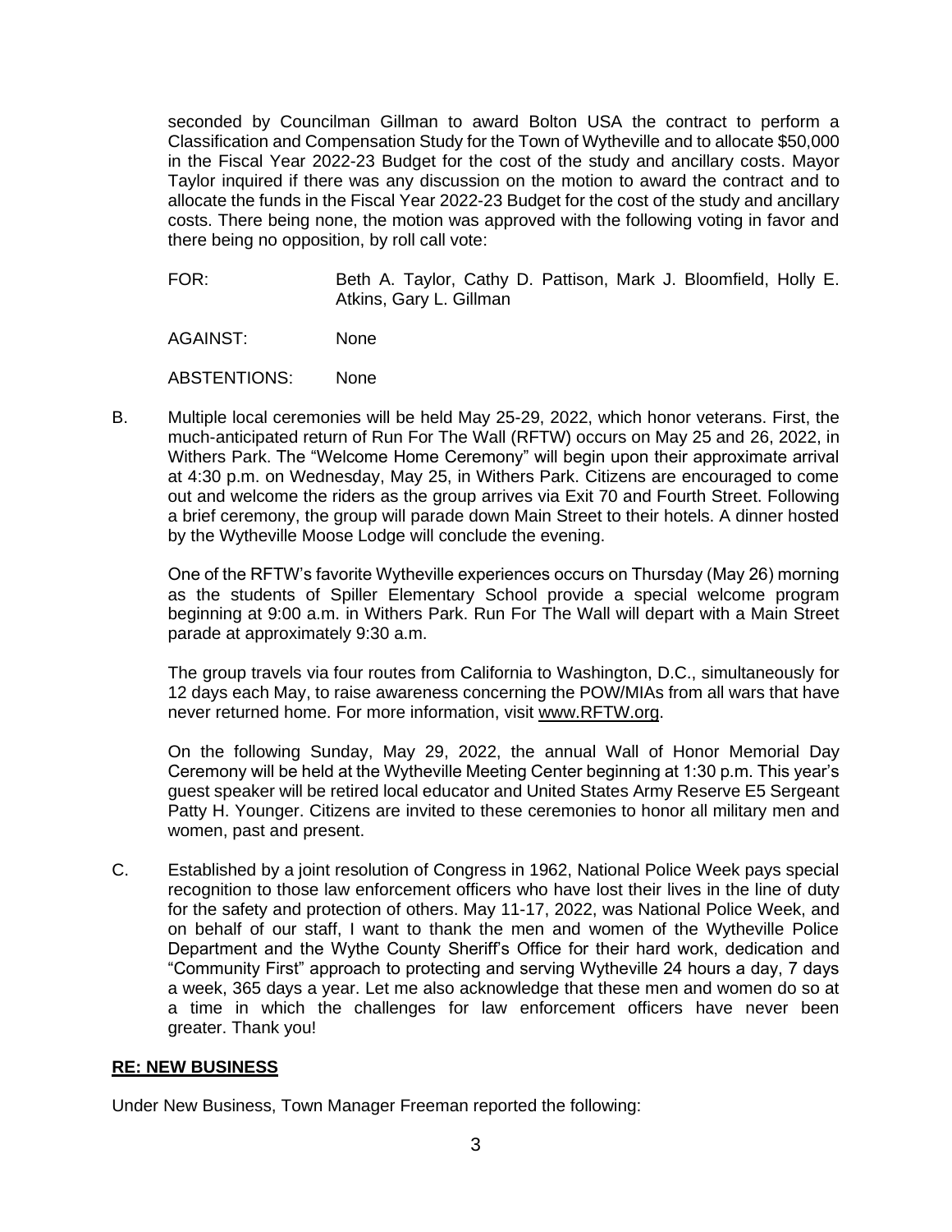seconded by Councilman Gillman to award Bolton USA the contract to perform a Classification and Compensation Study for the Town of Wytheville and to allocate $50,000 in the Fiscal Year 2022-23 Budget for the cost of the study and ancillary costs. Mayor Taylor inquired if there was any discussion on the motion to award the contract and to allocate the funds in the Fiscal Year 2022-23 Budget for the cost of the study and ancillary costs. There being none, the motion was approved with the following voting in favor and there being no opposition, by roll call vote:

FOR: Beth A. Taylor, Cathy D. Pattison, Mark J. Bloomfield, Holly E. Atkins, Gary L. Gillman

AGAINST: None

ABSTENTIONS: None

B. Multiple local ceremonies will be held May 25-29, 2022, which honor veterans. First, the much-anticipated return of Run For The Wall (RFTW) occurs on May 25 and 26, 2022, in Withers Park. The "Welcome Home Ceremony" will begin upon their approximate arrival at 4:30 p.m. on Wednesday, May 25, in Withers Park. Citizens are encouraged to come out and welcome the riders as the group arrives via Exit 70 and Fourth Street. Following a brief ceremony, the group will parade down Main Street to their hotels. A dinner hosted by the Wytheville Moose Lodge will conclude the evening.

One of the RFTW's favorite Wytheville experiences occurs on Thursday (May 26) morning as the students of Spiller Elementary School provide a special welcome program beginning at 9:00 a.m. in Withers Park. Run For The Wall will depart with a Main Street parade at approximately 9:30 a.m.

The group travels via four routes from California to Washington, D.C., simultaneously for 12 days each May, to raise awareness concerning the POW/MIAs from all wars that have never returned home. For more information, visit www.RFTW.org.

On the following Sunday, May 29, 2022, the annual Wall of Honor Memorial Day Ceremony will be held at the Wytheville Meeting Center beginning at 1:30 p.m. This year's guest speaker will be retired local educator and United States Army Reserve E5 Sergeant Patty H. Younger. Citizens are invited to these ceremonies to honor all military men and women, past and present.

C. Established by a joint resolution of Congress in 1962, National Police Week pays special recognition to those law enforcement officers who have lost their lives in the line of duty for the safety and protection of others. May 11-17, 2022, was National Police Week, and on behalf of our staff, I want to thank the men and women of the Wytheville Police Department and the Wythe County Sheriff's Office for their hard work, dedication and "Community First" approach to protecting and serving Wytheville 24 hours a day, 7 days a week, 365 days a year. Let me also acknowledge that these men and women do so at a time in which the challenges for law enforcement officers have never been greater. Thank you!

**RE: NEW BUSINESS**

Under New Business, Town Manager Freeman reported the following: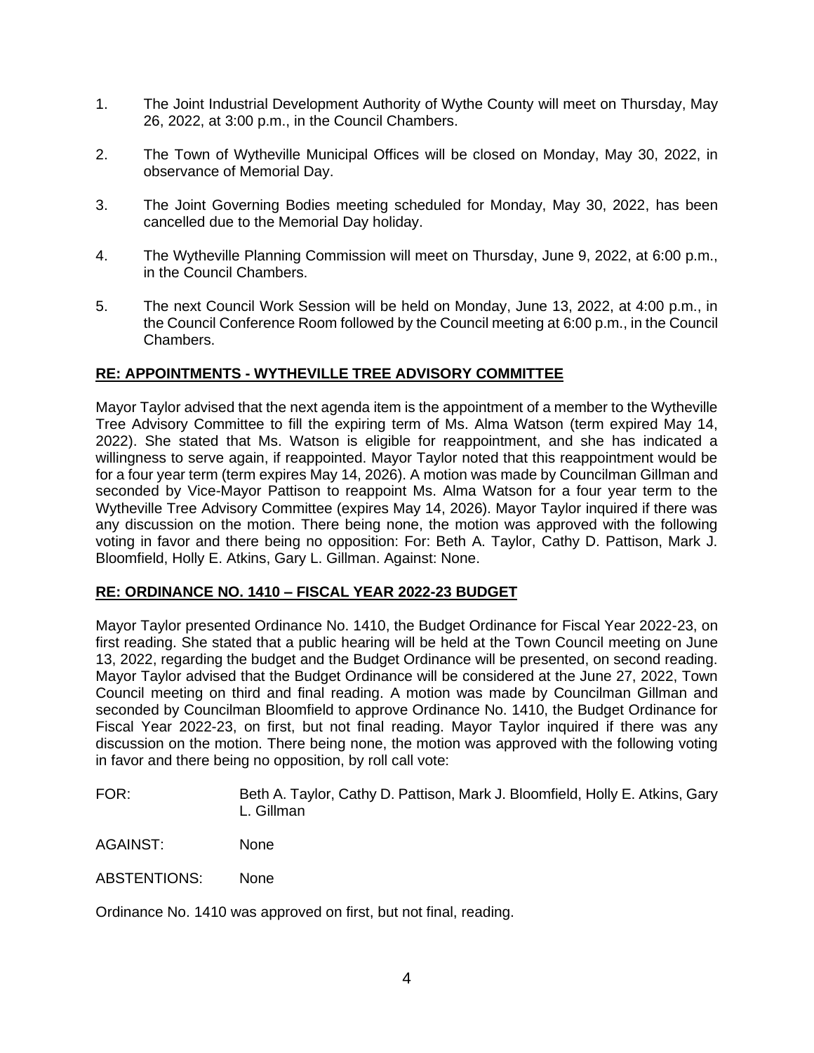1. The Joint Industrial Development Authority of Wythe County will meet on Thursday, May 26, 2022, at 3:00 p.m., in the Council Chambers.

2. The Town of Wytheville Municipal Offices will be closed on Monday, May 30, 2022, in observance of Memorial Day.

3. The Joint Governing Bodies meeting scheduled for Monday, May 30, 2022, has been cancelled due to the Memorial Day holiday.

4. The Wytheville Planning Commission will meet on Thursday, June 9, 2022, at 6:00 p.m., in the Council Chambers.

5. The next Council Work Session will be held on Monday, June 13, 2022, at 4:00 p.m., in the Council Conference Room followed by the Council meeting at 6:00 p.m., in the Council Chambers.

**RE: APPOINTMENTS - WYTHEVILLE TREE ADVISORY COMMITTEE**

Mayor Taylor advised that the next agenda item is the appointment of a member to the Wytheville Tree Advisory Committee to fill the expiring term of Ms. Alma Watson (term expired May 14, 2022). She stated that Ms. Watson is eligible for reappointment, and she has indicated a willingness to serve again, if reappointed. Mayor Taylor noted that this reappointment would be for a four year term (term expires May 14, 2026). A motion was made by Councilman Gillman and seconded by Vice-Mayor Pattison to reappoint Ms. Alma Watson for a four year term to the Wytheville Tree Advisory Committee (expires May 14, 2026). Mayor Taylor inquired if there was any discussion on the motion. There being none, the motion was approved with the following voting in favor and there being no opposition: For: Beth A. Taylor, Cathy D. Pattison, Mark J. Bloomfield, Holly E. Atkins, Gary L. Gillman. Against: None.

**RE: ORDINANCE NO. 1410 – FISCAL YEAR 2022-23 BUDGET**

Mayor Taylor presented Ordinance No. 1410, the Budget Ordinance for Fiscal Year 2022-23, on first reading. She stated that a public hearing will be held at the Town Council meeting on June 13, 2022, regarding the budget and the Budget Ordinance will be presented, on second reading. Mayor Taylor advised that the Budget Ordinance will be considered at the June 27, 2022, Town Council meeting on third and final reading. A motion was made by Councilman Gillman and seconded by Councilman Bloomfield to approve Ordinance No. 1410, the Budget Ordinance for Fiscal Year 2022-23, on first, but not final reading. Mayor Taylor inquired if there was any discussion on the motion. There being none, the motion was approved with the following voting in favor and there being no opposition, by roll call vote:

FOR: Beth A. Taylor, Cathy D. Pattison, Mark J. Bloomfield, Holly E. Atkins, Gary L. Gillman

AGAINST: None

ABSTENTIONS: None

Ordinance No. 1410 was approved on first, but not final, reading.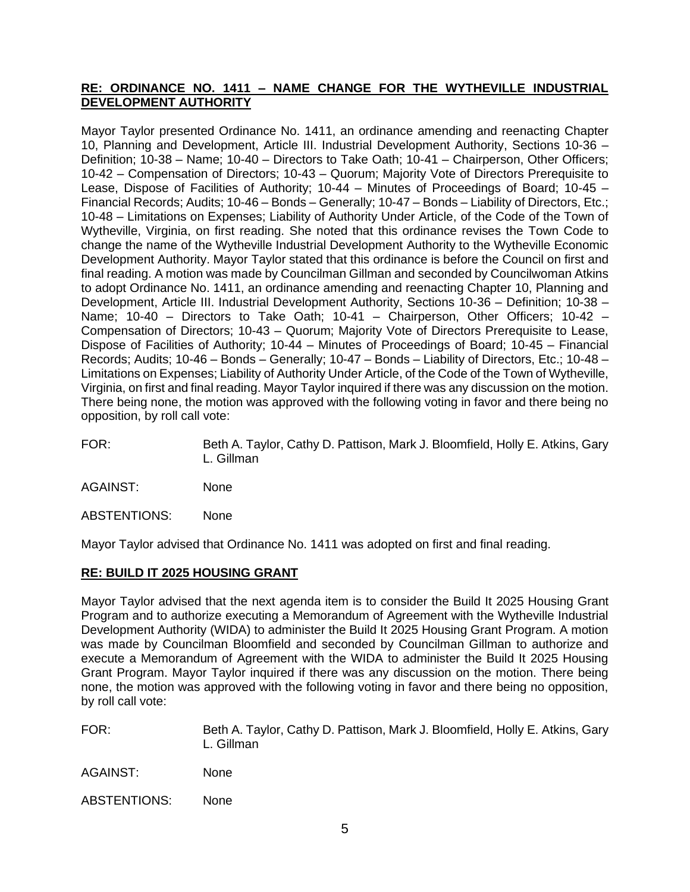**RE: ORDINANCE NO. 1411 – NAME CHANGE FOR THE WYTHEVILLE INDUSTRIAL DEVELOPMENT AUTHORITY**

Mayor Taylor presented Ordinance No. 1411, an ordinance amending and reenacting Chapter 10, Planning and Development, Article III. Industrial Development Authority, Sections 10-36 – Definition; 10-38 – Name; 10-40 – Directors to Take Oath; 10-41 – Chairperson, Other Officers; 10-42 – Compensation of Directors; 10-43 – Quorum; Majority Vote of Directors Prerequisite to Lease, Dispose of Facilities of Authority; 10-44 – Minutes of Proceedings of Board; 10-45 – Financial Records; Audits; 10-46 – Bonds – Generally; 10-47 – Bonds – Liability of Directors, Etc.; 10-48 – Limitations on Expenses; Liability of Authority Under Article, of the Code of the Town of Wytheville, Virginia, on first reading. She noted that this ordinance revises the Town Code to change the name of the Wytheville Industrial Development Authority to the Wytheville Economic Development Authority. Mayor Taylor stated that this ordinance is before the Council on first and final reading. A motion was made by Councilman Gillman and seconded by Councilwoman Atkins to adopt Ordinance No. 1411, an ordinance amending and reenacting Chapter 10, Planning and Development, Article III. Industrial Development Authority, Sections 10-36 – Definition; 10-38 – Name; 10-40 – Directors to Take Oath; 10-41 – Chairperson, Other Officers; 10-42 – Compensation of Directors; 10-43 – Quorum; Majority Vote of Directors Prerequisite to Lease, Dispose of Facilities of Authority; 10-44 – Minutes of Proceedings of Board; 10-45 – Financial Records; Audits; 10-46 – Bonds – Generally; 10-47 – Bonds – Liability of Directors, Etc.; 10-48 – Limitations on Expenses; Liability of Authority Under Article, of the Code of the Town of Wytheville, Virginia, on first and final reading. Mayor Taylor inquired if there was any discussion on the motion. There being none, the motion was approved with the following voting in favor and there being no opposition, by roll call vote:

FOR: Beth A. Taylor, Cathy D. Pattison, Mark J. Bloomfield, Holly E. Atkins, Gary L. Gillman

AGAINST: None

ABSTENTIONS: None

Mayor Taylor advised that Ordinance No. 1411 was adopted on first and final reading.

**RE: BUILD IT 2025 HOUSING GRANT**

Mayor Taylor advised that the next agenda item is to consider the Build It 2025 Housing Grant Program and to authorize executing a Memorandum of Agreement with the Wytheville Industrial Development Authority (WIDA) to administer the Build It 2025 Housing Grant Program. A motion was made by Councilman Bloomfield and seconded by Councilman Gillman to authorize and execute a Memorandum of Agreement with the WIDA to administer the Build It 2025 Housing Grant Program. Mayor Taylor inquired if there was any discussion on the motion. There being none, the motion was approved with the following voting in favor and there being no opposition, by roll call vote:

FOR: Beth A. Taylor, Cathy D. Pattison, Mark J. Bloomfield, Holly E. Atkins, Gary L. Gillman

AGAINST: None

ABSTENTIONS: None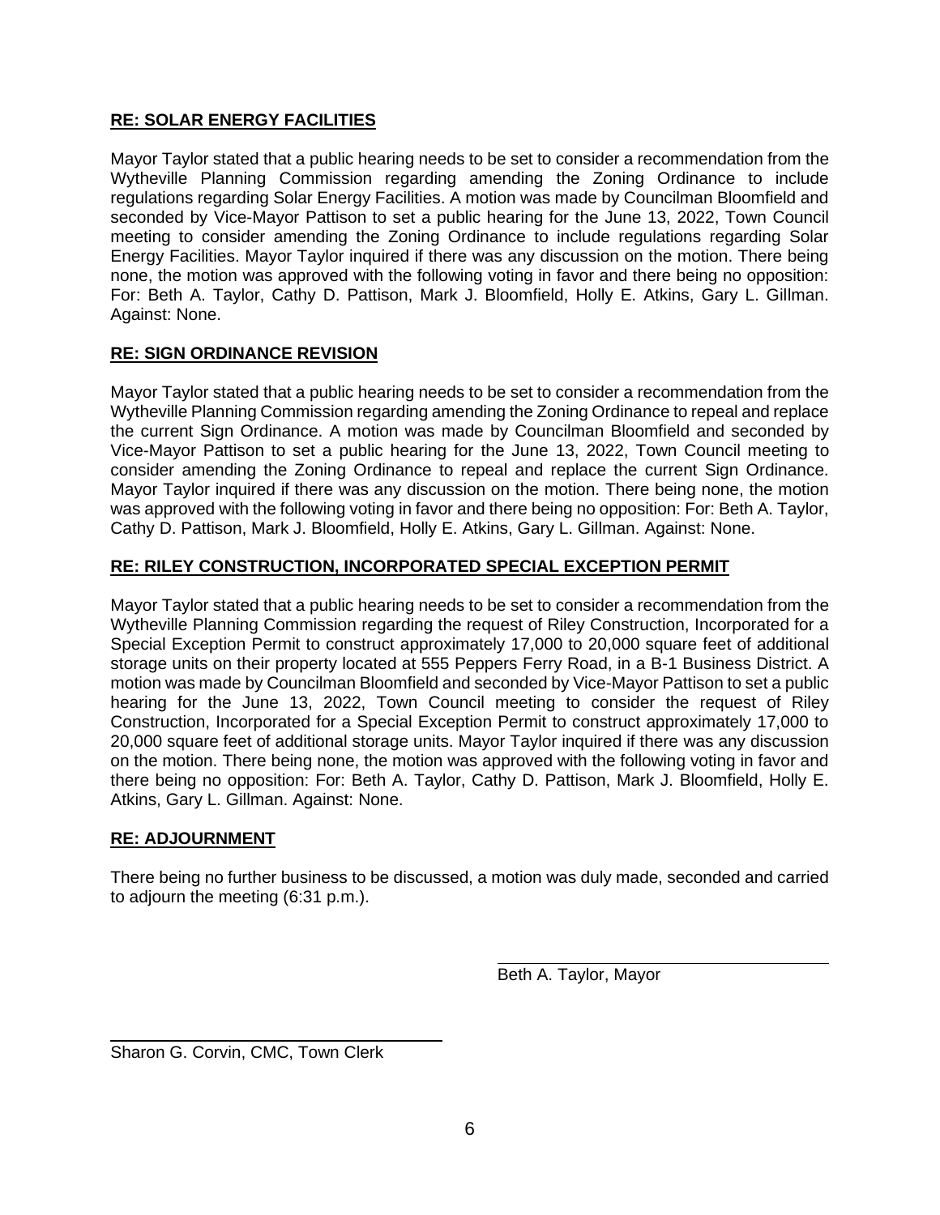**RE: SOLAR ENERGY FACILITIES**

Mayor Taylor stated that a public hearing needs to be set to consider a recommendation from the Wytheville Planning Commission regarding amending the Zoning Ordinance to include regulations regarding Solar Energy Facilities. A motion was made by Councilman Bloomfield and seconded by Vice-Mayor Pattison to set a public hearing for the June 13, 2022, Town Council meeting to consider amending the Zoning Ordinance to include regulations regarding Solar Energy Facilities. Mayor Taylor inquired if there was any discussion on the motion. There being none, the motion was approved with the following voting in favor and there being no opposition: For: Beth A. Taylor, Cathy D. Pattison, Mark J. Bloomfield, Holly E. Atkins, Gary L. Gillman. Against: None.

**RE: SIGN ORDINANCE REVISION**

Mayor Taylor stated that a public hearing needs to be set to consider a recommendation from the Wytheville Planning Commission regarding amending the Zoning Ordinance to repeal and replace the current Sign Ordinance. A motion was made by Councilman Bloomfield and seconded by Vice-Mayor Pattison to set a public hearing for the June 13, 2022, Town Council meeting to consider amending the Zoning Ordinance to repeal and replace the current Sign Ordinance. Mayor Taylor inquired if there was any discussion on the motion. There being none, the motion was approved with the following voting in favor and there being no opposition: For: Beth A. Taylor, Cathy D. Pattison, Mark J. Bloomfield, Holly E. Atkins, Gary L. Gillman. Against: None.

**RE: RILEY CONSTRUCTION, INCORPORATED SPECIAL EXCEPTION PERMIT**

Mayor Taylor stated that a public hearing needs to be set to consider a recommendation from the Wytheville Planning Commission regarding the request of Riley Construction, Incorporated for a Special Exception Permit to construct approximately 17,000 to 20,000 square feet of additional storage units on their property located at 555 Peppers Ferry Road, in a B-1 Business District. A motion was made by Councilman Bloomfield and seconded by Vice-Mayor Pattison to set a public hearing for the June 13, 2022, Town Council meeting to consider the request of Riley Construction, Incorporated for a Special Exception Permit to construct approximately 17,000 to 20,000 square feet of additional storage units. Mayor Taylor inquired if there was any discussion on the motion. There being none, the motion was approved with the following voting in favor and there being no opposition: For: Beth A. Taylor, Cathy D. Pattison, Mark J. Bloomfield, Holly E. Atkins, Gary L. Gillman. Against: None.

**RE: ADJOURNMENT**

There being no further business to be discussed, a motion was duly made, seconded and carried to adjourn the meeting (6:31 p.m.).

Beth A. Taylor, Mayor

Sharon G. Corvin, CMC, Town Clerk